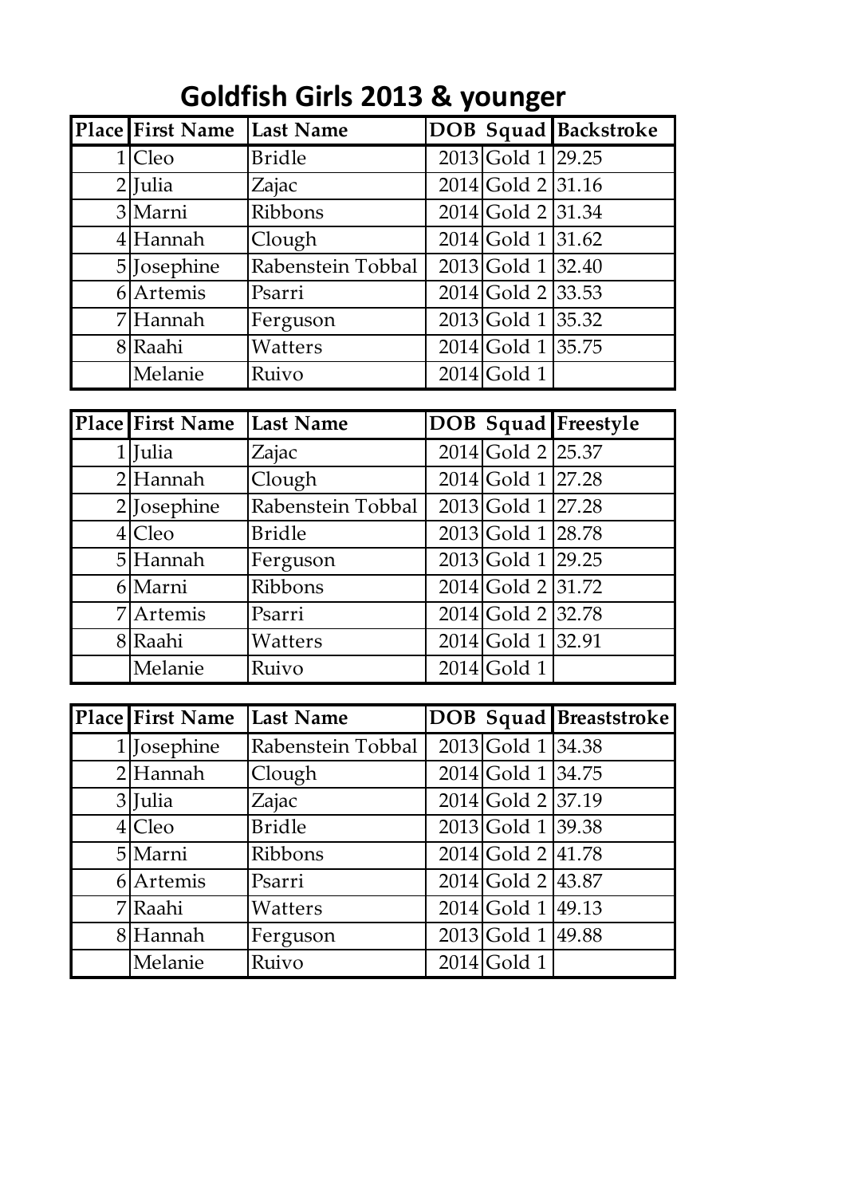# Goldfish Girls 2013 & younger

| Place | First Name | Last Name | DOB | Squad | Backstroke |
|---|---|---|---|---|---|
| 1 | Cleo | Bridle | 2013 | Gold 1 | 29.25 |
| 2 | Julia | Zajac | 2014 | Gold 2 | 31.16 |
| 3 | Marni | Ribbons | 2014 | Gold 2 | 31.34 |
| 4 | Hannah | Clough | 2014 | Gold 1 | 31.62 |
| 5 | Josephine | Rabenstein Tobbal | 2013 | Gold 1 | 32.40 |
| 6 | Artemis | Psarri | 2014 | Gold 2 | 33.53 |
| 7 | Hannah | Ferguson | 2013 | Gold 1 | 35.32 |
| 8 | Raahi | Watters | 2014 | Gold 1 | 35.75 |
| | Melanie | Ruivo | 2014 | Gold 1 | |

| Place | First Name | Last Name | DOB | Squad | Freestyle |
|---|---|---|---|---|---|
| 1 | Julia | Zajac | 2014 | Gold 2 | 25.37 |
| 2 | Hannah | Clough | 2014 | Gold 1 | 27.28 |
| 2 | Josephine | Rabenstein Tobbal | 2013 | Gold 1 | 27.28 |
| 4 | Cleo | Bridle | 2013 | Gold 1 | 28.78 |
| 5 | Hannah | Ferguson | 2013 | Gold 1 | 29.25 |
| 6 | Marni | Ribbons | 2014 | Gold 2 | 31.72 |
| 7 | Artemis | Psarri | 2014 | Gold 2 | 32.78 |
| 8 | Raahi | Watters | 2014 | Gold 1 | 32.91 |
| | Melanie | Ruivo | 2014 | Gold 1 | |

| Place | First Name | Last Name | DOB | Squad | Breaststroke |
|---|---|---|---|---|---|
| 1 | Josephine | Rabenstein Tobbal | 2013 | Gold 1 | 34.38 |
| 2 | Hannah | Clough | 2014 | Gold 1 | 34.75 |
| 3 | Julia | Zajac | 2014 | Gold 2 | 37.19 |
| 4 | Cleo | Bridle | 2013 | Gold 1 | 39.38 |
| 5 | Marni | Ribbons | 2014 | Gold 2 | 41.78 |
| 6 | Artemis | Psarri | 2014 | Gold 2 | 43.87 |
| 7 | Raahi | Watters | 2014 | Gold 1 | 49.13 |
| 8 | Hannah | Ferguson | 2013 | Gold 1 | 49.88 |
| | Melanie | Ruivo | 2014 | Gold 1 | |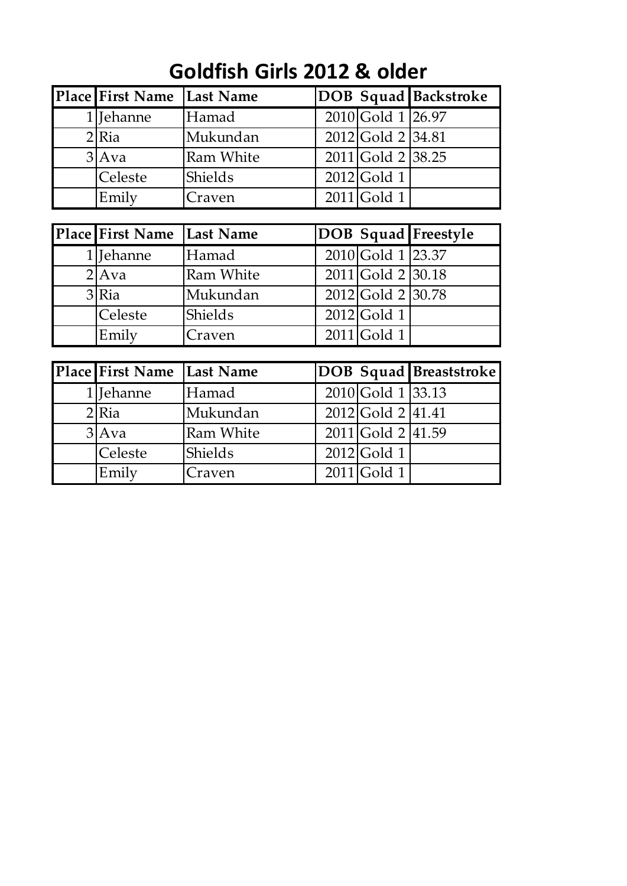# Goldfish Girls 2012 & older

| Place | First Name | Last Name | DOB | Squad | Backstroke |
|---|---|---|---|---|---|
| 1 | Jehanne | Hamad | 2010 | Gold 1 | 26.97 |
| 2 | Ria | Mukundan | 2012 | Gold 2 | 34.81 |
| 3 | Ava | Ram White | 2011 | Gold 2 | 38.25 |
| | Celeste | Shields | 2012 | Gold 1 | |
| | Emily | Craven | 2011 | Gold 1 | |

| Place | First Name | Last Name | DOB | Squad | Freestyle |
|---|---|---|---|---|---|
| 1 | Jehanne | Hamad | 2010 | Gold 1 | 23.37 |
| 2 | Ava | Ram White | 2011 | Gold 2 | 30.18 |
| 3 | Ria | Mukundan | 2012 | Gold 2 | 30.78 |
| | Celeste | Shields | 2012 | Gold 1 | |
| | Emily | Craven | 2011 | Gold 1 | |

| Place | First Name | Last Name | DOB | Squad | Breaststroke |
|---|---|---|---|---|---|
| 1 | Jehanne | Hamad | 2010 | Gold 1 | 33.13 |
| 2 | Ria | Mukundan | 2012 | Gold 2 | 41.41 |
| 3 | Ava | Ram White | 2011 | Gold 2 | 41.59 |
| | Celeste | Shields | 2012 | Gold 1 | |
| | Emily | Craven | 2011 | Gold 1 | |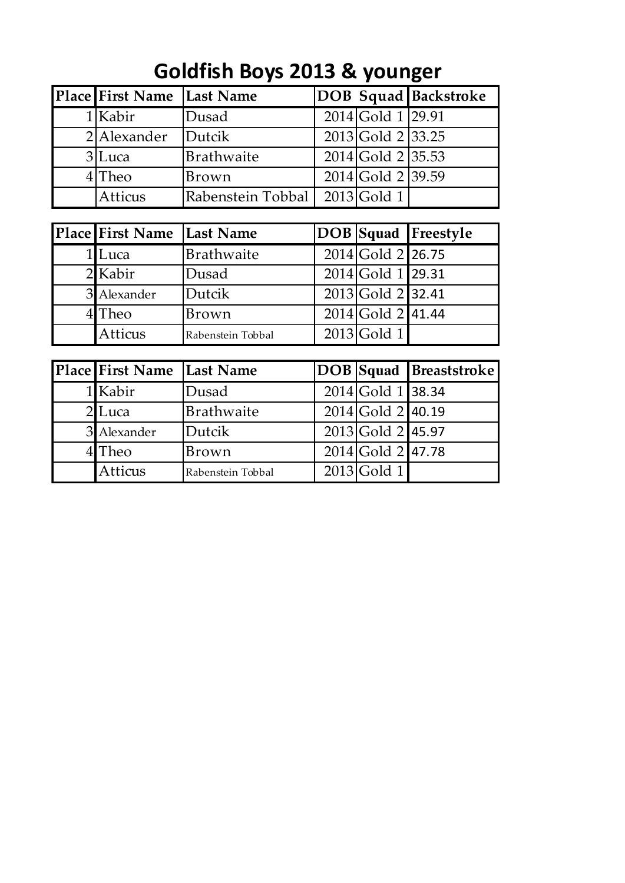# Goldfish Boys 2013 & younger

| Place | First Name | Last Name | DOB | Squad | Backstroke |
|---|---|---|---|---|---|
| 1 | Kabir | Dusad | 2014 | Gold 1 | 29.91 |
| 2 | Alexander | Dutcik | 2013 | Gold 2 | 33.25 |
| 3 | Luca | Brathwaite | 2014 | Gold 2 | 35.53 |
| 4 | Theo | Brown | 2014 | Gold 2 | 39.59 |
| | Atticus | Rabenstein Tobbal | 2013 | Gold 1 | |

| Place | First Name | Last Name | DOB | Squad | Freestyle |
|---|---|---|---|---|---|
| 1 | Luca | Brathwaite | 2014 | Gold 2 | 26.75 |
| 2 | Kabir | Dusad | 2014 | Gold 1 | 29.31 |
| 3 | Alexander | Dutcik | 2013 | Gold 2 | 32.41 |
| 4 | Theo | Brown | 2014 | Gold 2 | 41.44 |
| | Atticus | Rabenstein Tobbal | 2013 | Gold 1 | |

| Place | First Name | Last Name | DOB | Squad | Breaststroke |
|---|---|---|---|---|---|
| 1 | Kabir | Dusad | 2014 | Gold 1 | 38.34 |
| 2 | Luca | Brathwaite | 2014 | Gold 2 | 40.19 |
| 3 | Alexander | Dutcik | 2013 | Gold 2 | 45.97 |
| 4 | Theo | Brown | 2014 | Gold 2 | 47.78 |
| | Atticus | Rabenstein Tobbal | 2013 | Gold 1 | |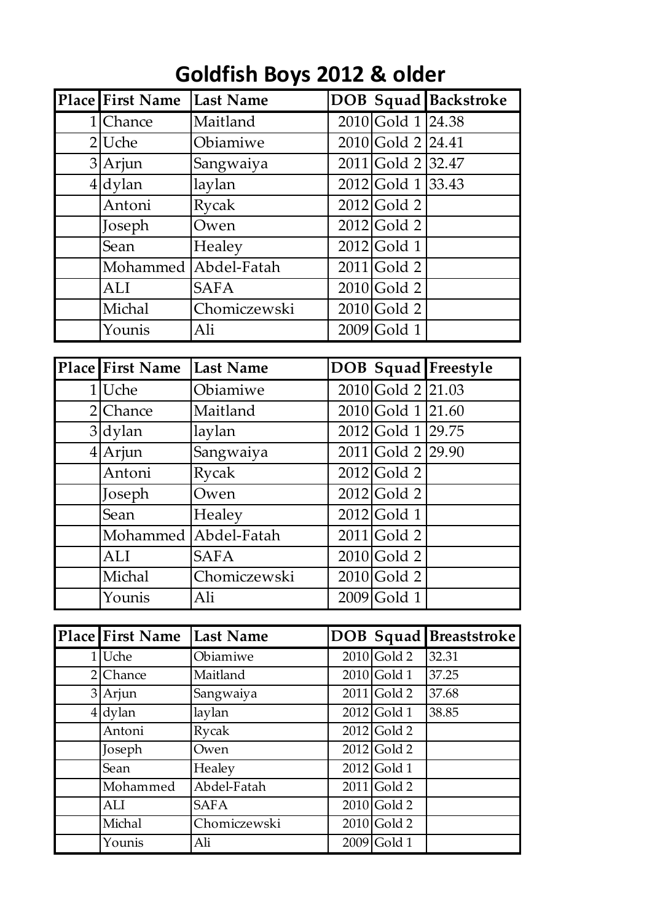# Goldfish Boys 2012 & older

| Place | First Name | Last Name | DOB | Squad | Backstroke |
|---|---|---|---|---|---|
| 1 | Chance | Maitland | 2010 | Gold 1 | 24.38 |
| 2 | Uche | Obiamiwe | 2010 | Gold 2 | 24.41 |
| 3 | Arjun | Sangwaiya | 2011 | Gold 2 | 32.47 |
| 4 | dylan | laylan | 2012 | Gold 1 | 33.43 |
| | Antoni | Rycak | 2012 | Gold 2 | |
| | Joseph | Owen | 2012 | Gold 2 | |
| | Sean | Healey | 2012 | Gold 1 | |
| | Mohammed | Abdel-Fatah | 2011 | Gold 2 | |
| | ALI | SAFA | 2010 | Gold 2 | |
| | Michal | Chomiczewski | 2010 | Gold 2 | |
| | Younis | Ali | 2009 | Gold 1 | |

| Place | First Name | Last Name | DOB | Squad | Freestyle |
|---|---|---|---|---|---|
| 1 | Uche | Obiamiwe | 2010 | Gold 2 | 21.03 |
| 2 | Chance | Maitland | 2010 | Gold 1 | 21.60 |
| 3 | dylan | laylan | 2012 | Gold 1 | 29.75 |
| 4 | Arjun | Sangwaiya | 2011 | Gold 2 | 29.90 |
| | Antoni | Rycak | 2012 | Gold 2 | |
| | Joseph | Owen | 2012 | Gold 2 | |
| | Sean | Healey | 2012 | Gold 1 | |
| | Mohammed | Abdel-Fatah | 2011 | Gold 2 | |
| | ALI | SAFA | 2010 | Gold 2 | |
| | Michal | Chomiczewski | 2010 | Gold 2 | |
| | Younis | Ali | 2009 | Gold 1 | |

| Place | First Name | Last Name | DOB | Squad | Breaststroke |
|---|---|---|---|---|---|
| 1 | Uche | Obiamiwe | 2010 | Gold 2 | 32.31 |
| 2 | Chance | Maitland | 2010 | Gold 1 | 37.25 |
| 3 | Arjun | Sangwaiya | 2011 | Gold 2 | 37.68 |
| 4 | dylan | laylan | 2012 | Gold 1 | 38.85 |
| | Antoni | Rycak | 2012 | Gold 2 | |
| | Joseph | Owen | 2012 | Gold 2 | |
| | Sean | Healey | 2012 | Gold 1 | |
| | Mohammed | Abdel-Fatah | 2011 | Gold 2 | |
| | ALI | SAFA | 2010 | Gold 2 | |
| | Michal | Chomiczewski | 2010 | Gold 2 | |
| | Younis | Ali | 2009 | Gold 1 | |